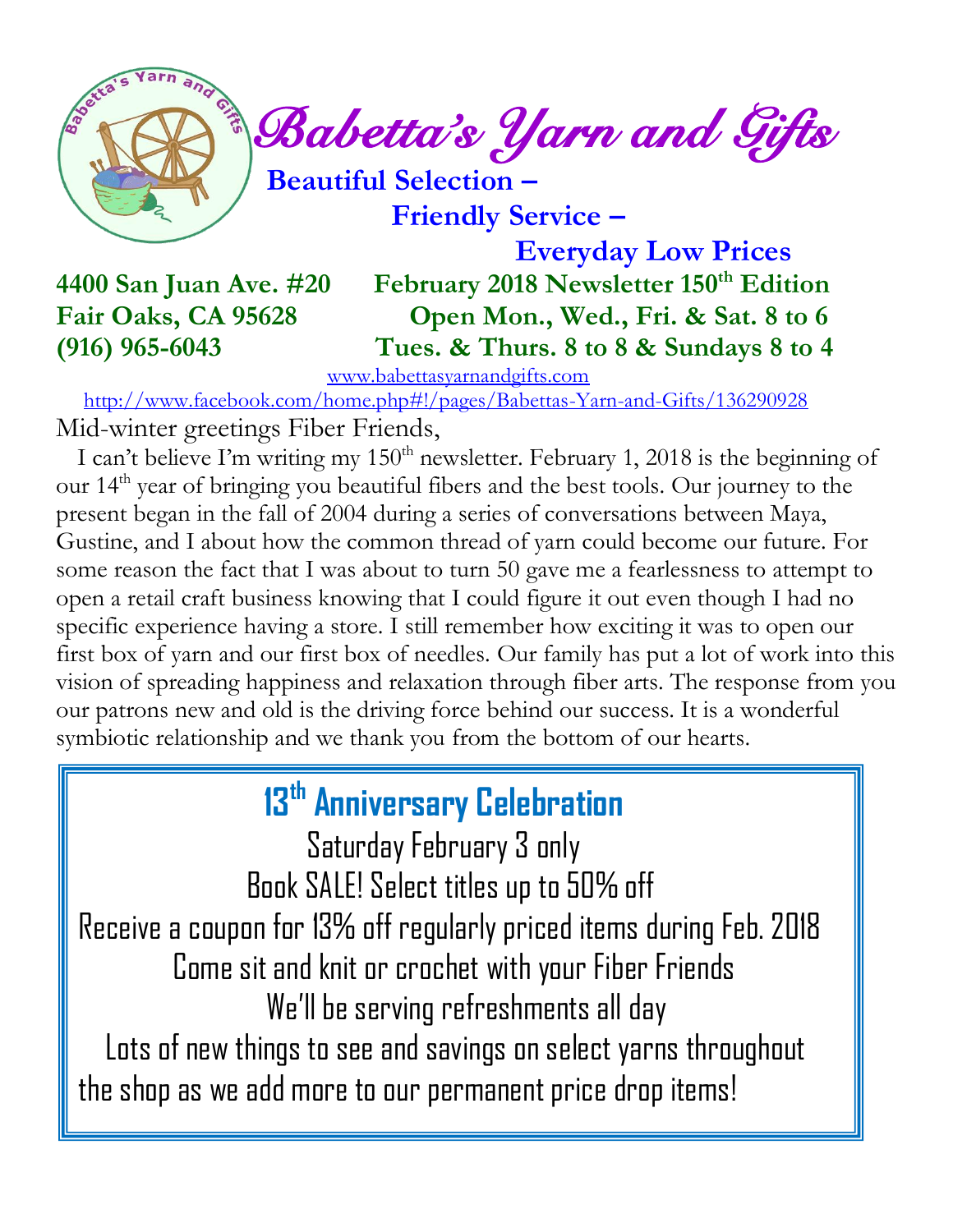# Babetta's Yarn and Gifts

**Beautiful Selection –**
**Friendly Service –**
**Everyday Low Prices**

**4400 San Juan Ave. #20**
**Fair Oaks, CA 95628**
**(916) 965-6043**

**February 2018 Newsletter 150th Edition**
**Open Mon., Wed., Fri. & Sat. 8 to 6**
**Tues. & Thurs. 8 to 8 & Sundays 8 to 4**

www.babettasyarnandgifts.com

http://www.facebook.com/home.php#!/pages/Babettas-Yarn-and-Gifts/136290928

Mid-winter greetings Fiber Friends,

I can't believe I'm writing my 150th newsletter. February 1, 2018 is the beginning of our 14th year of bringing you beautiful fibers and the best tools. Our journey to the present began in the fall of 2004 during a series of conversations between Maya, Gustine, and I about how the common thread of yarn could become our future. For some reason the fact that I was about to turn 50 gave me a fearlessness to attempt to open a retail craft business knowing that I could figure it out even though I had no specific experience having a store. I still remember how exciting it was to open our first box of yarn and our first box of needles. Our family has put a lot of work into this vision of spreading happiness and relaxation through fiber arts. The response from you our patrons new and old is the driving force behind our success. It is a wonderful symbiotic relationship and we thank you from the bottom of our hearts.

## 13th Anniversary Celebration

Saturday February 3 only

Book SALE! Select titles up to 50% off

Receive a coupon for 13% off regularly priced items during Feb. 2018

Come sit and knit or crochet with your Fiber Friends

We'll be serving refreshments all day

Lots of new things to see and savings on select yarns throughout the shop as we add more to our permanent price drop items!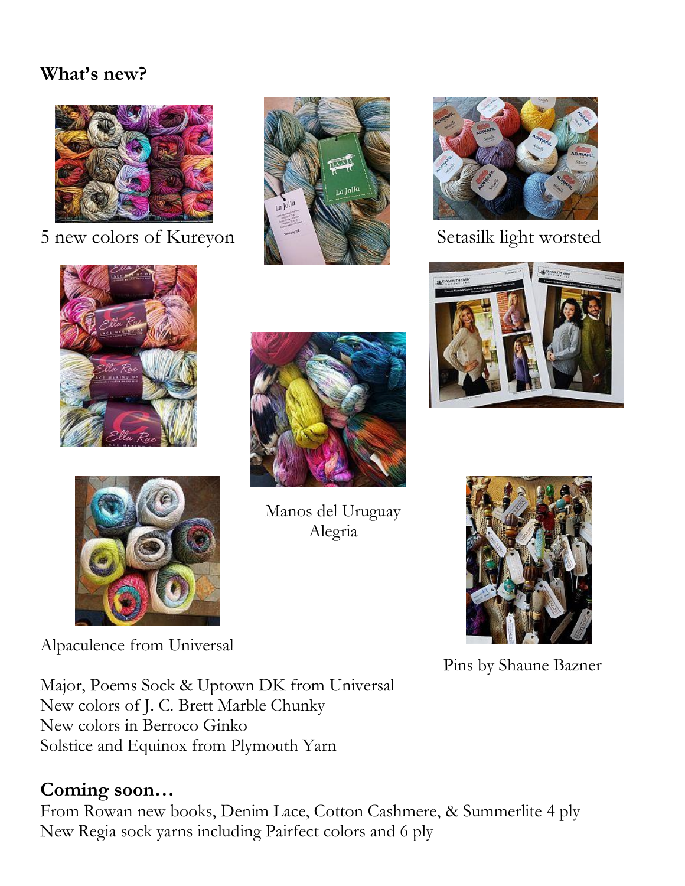**What's new?**

5 new colors of Kureyon

Setasilk light worsted

Manos del Uruguay Alegria

Alpaculence from Universal

Pins by Shaune Bazner

Major, Poems Sock & Uptown DK from Universal
New colors of J. C. Brett Marble Chunky
New colors in Berroco Ginko
Solstice and Equinox from Plymouth Yarn

## Coming soon…

From Rowan new books, Denim Lace, Cotton Cashmere, & Summerlite 4 ply
New Regia sock yarns including Pairfect colors and 6 ply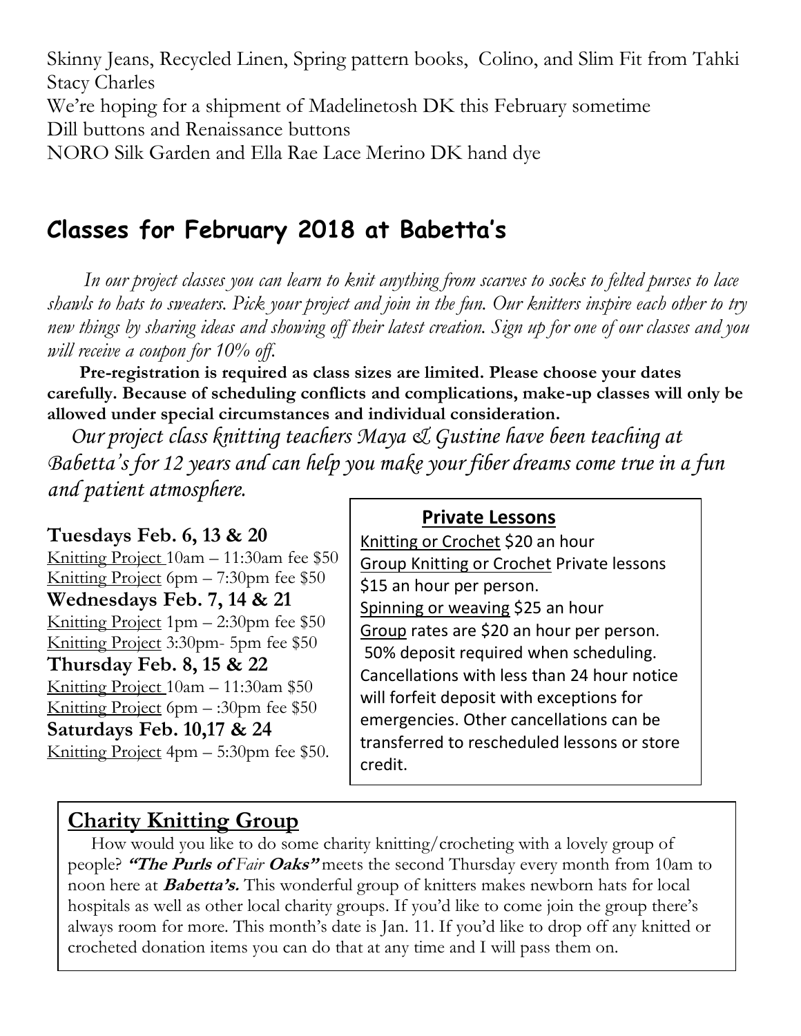Skinny Jeans, Recycled Linen, Spring pattern books, Colino, and Slim Fit from Tahki Stacy Charles

We're hoping for a shipment of Madelinetosh DK this February sometime

Dill buttons and Renaissance buttons

NORO Silk Garden and Ella Rae Lace Merino DK hand dye

## Classes for February 2018 at Babetta's

*In our project classes you can learn to knit anything from scarves to socks to felted purses to lace shawls to hats to sweaters. Pick your project and join in the fun. Our knitters inspire each other to try new things by sharing ideas and showing off their latest creation. Sign up for one of our classes and you will receive a coupon for 10% off.*

**Pre-registration is required as class sizes are limited. Please choose your dates carefully. Because of scheduling conflicts and complications, make-up classes will only be allowed under special circumstances and individual consideration.**

*Our project class knitting teachers Maya & Gustine have been teaching at Babetta's for 12 years and can help you make your fiber dreams come true in a fun and patient atmosphere.*

**Tuesdays Feb. 6, 13 & 20**

Knitting Project 10am – 11:30am fee $50

Knitting Project 6pm – 7:30pm fee $50

**Wednesdays Feb. 7, 14 & 21**

Knitting Project 1pm – 2:30pm fee $50

Knitting Project 3:30pm- 5pm fee $50

**Thursday Feb. 8, 15 & 22**

Knitting Project 10am – 11:30am $50

Knitting Project 6pm – :30pm fee $50

**Saturdays Feb. 10,17 & 24**

Knitting Project 4pm – 5:30pm fee $50.

### Private Lessons

Knitting or Crochet $20 an hour

Group Knitting or Crochet Private lessons $15 an hour per person.

Spinning or weaving $25 an hour

Group rates are $20 an hour per person.

50% deposit required when scheduling. Cancellations with less than 24 hour notice will forfeit deposit with exceptions for emergencies. Other cancellations can be transferred to rescheduled lessons or store credit.

## Charity Knitting Group

How would you like to do some charity knitting/crocheting with a lovely group of people? ***"The Purls of*** *Fair* ***Oaks"*** meets the second Thursday every month from 10am to noon here at ***Babetta's.*** This wonderful group of knitters makes newborn hats for local hospitals as well as other local charity groups. If you'd like to come join the group there's always room for more. This month's date is Jan. 11. If you'd like to drop off any knitted or crocheted donation items you can do that at any time and I will pass them on.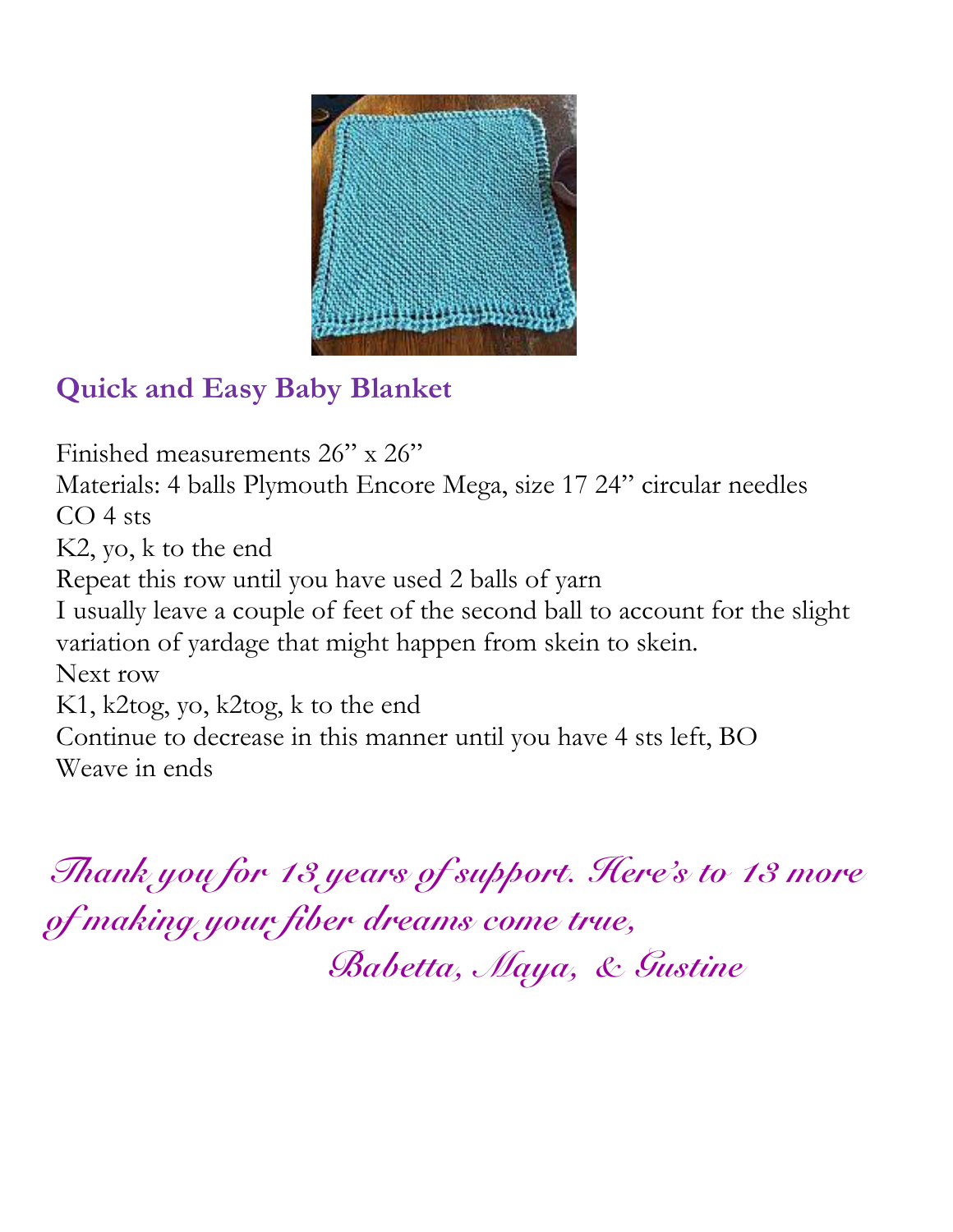## Quick and Easy Baby Blanket

Finished measurements 26" x 26"
Materials: 4 balls Plymouth Encore Mega, size 17 24" circular needles
CO 4 sts
K2, yo, k to the end
Repeat this row until you have used 2 balls of yarn
I usually leave a couple of feet of the second ball to account for the slight variation of yardage that might happen from skein to skein.
Next row
K1, k2tog, yo, k2tog, k to the end
Continue to decrease in this manner until you have 4 sts left, BO
Weave in ends

*Thank you for 13 years of support. Here's to 13 more of making your fiber dreams come true,*

*Babetta, Maya, & Gustine*